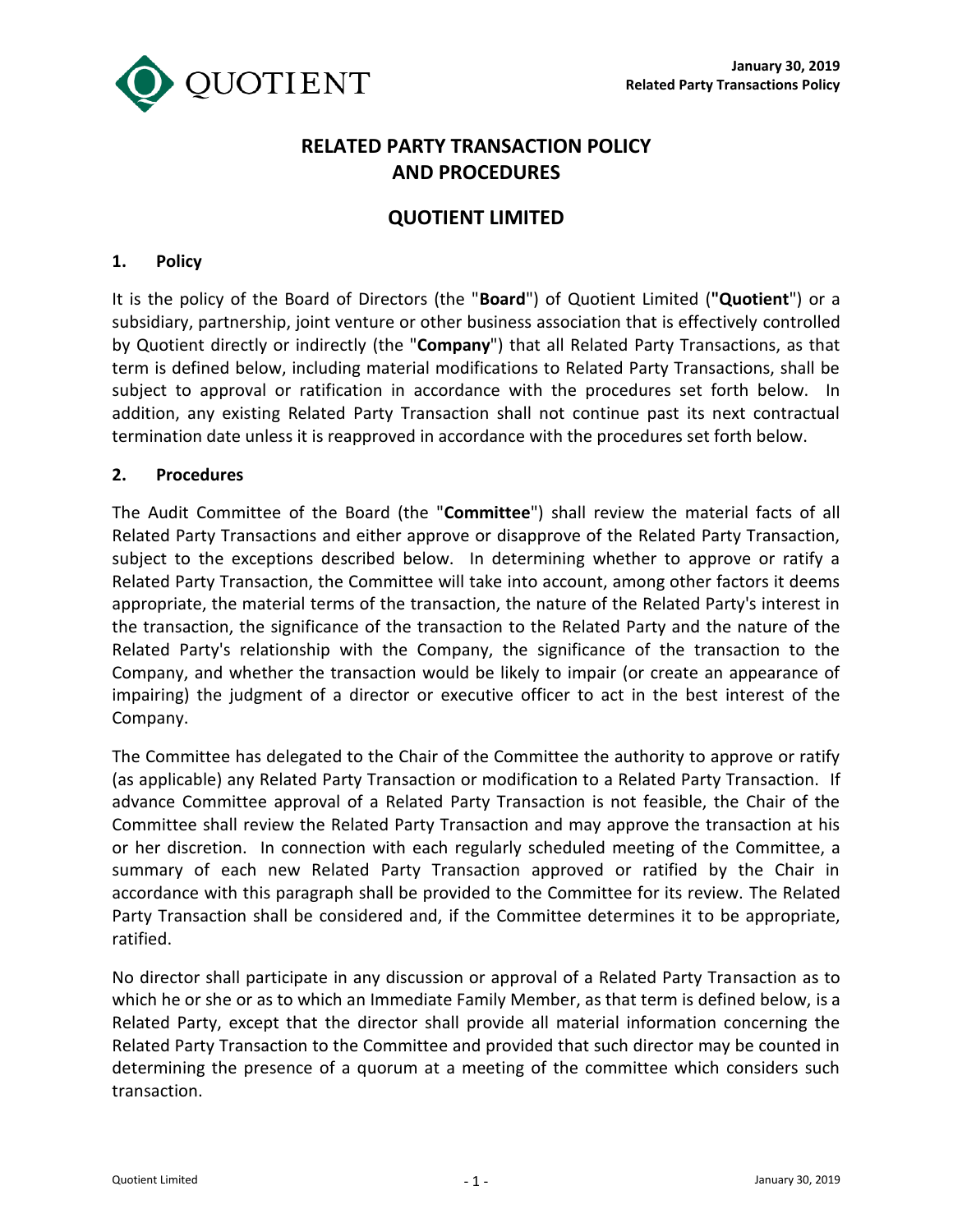# RELATED PARTY TRANSACTION POLICY AND PROCEDURES

## QUOTIENT LIMITED

### 1. Policy

It is the policy of the Board of Directors (the "**Board**") of Quotient Limited (**"Quotient**") or a subsidiary, partnership, joint venture or other business association that is effectively controlled by Quotient directly or indirectly (the "**Company**") that all Related Party Transactions, as that term is defined below, including material modifications to Related Party Transactions, shall be subject to approval or ratification in accordance with the procedures set forth below. In addition, any existing Related Party Transaction shall not continue past its next contractual termination date unless it is reapproved in accordance with the procedures set forth below.

### 2. Procedures

The Audit Committee of the Board (the "**Committee**") shall review the material facts of all Related Party Transactions and either approve or disapprove of the Related Party Transaction, subject to the exceptions described below. In determining whether to approve or ratify a Related Party Transaction, the Committee will take into account, among other factors it deems appropriate, the material terms of the transaction, the nature of the Related Party's interest in the transaction, the significance of the transaction to the Related Party and the nature of the Related Party's relationship with the Company, the significance of the transaction to the Company, and whether the transaction would be likely to impair (or create an appearance of impairing) the judgment of a director or executive officer to act in the best interest of the Company.

The Committee has delegated to the Chair of the Committee the authority to approve or ratify (as applicable) any Related Party Transaction or modification to a Related Party Transaction. If advance Committee approval of a Related Party Transaction is not feasible, the Chair of the Committee shall review the Related Party Transaction and may approve the transaction at his or her discretion. In connection with each regularly scheduled meeting of the Committee, a summary of each new Related Party Transaction approved or ratified by the Chair in accordance with this paragraph shall be provided to the Committee for its review. The Related Party Transaction shall be considered and, if the Committee determines it to be appropriate, ratified.

No director shall participate in any discussion or approval of a Related Party Transaction as to which he or she or as to which an Immediate Family Member, as that term is defined below, is a Related Party, except that the director shall provide all material information concerning the Related Party Transaction to the Committee and provided that such director may be counted in determining the presence of a quorum at a meeting of the committee which considers such transaction.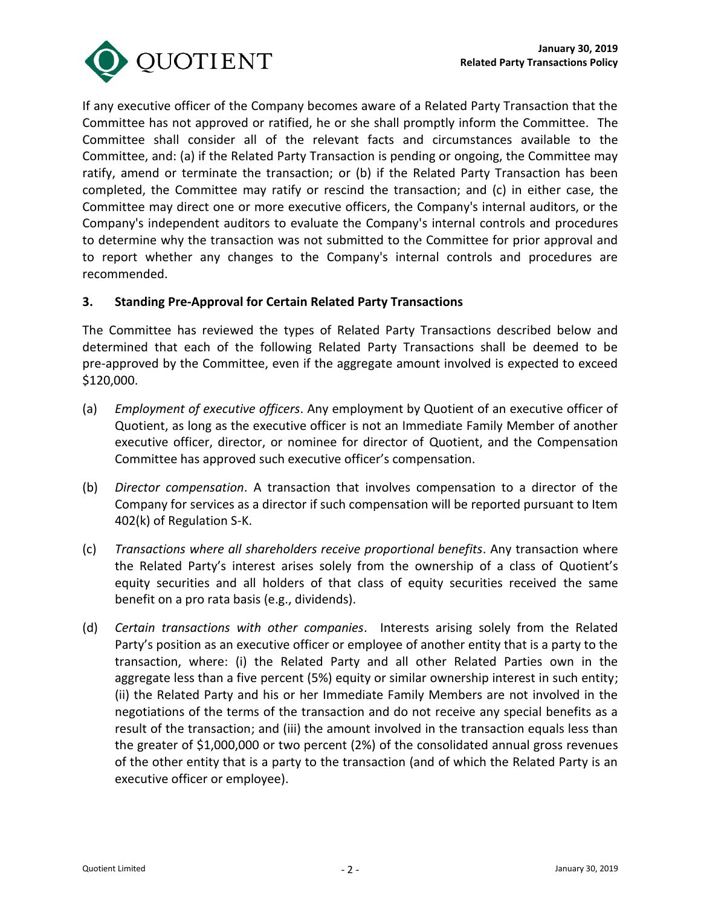If any executive officer of the Company becomes aware of a Related Party Transaction that the Committee has not approved or ratified, he or she shall promptly inform the Committee. The Committee shall consider all of the relevant facts and circumstances available to the Committee, and: (a) if the Related Party Transaction is pending or ongoing, the Committee may ratify, amend or terminate the transaction; or (b) if the Related Party Transaction has been completed, the Committee may ratify or rescind the transaction; and (c) in either case, the Committee may direct one or more executive officers, the Company's internal auditors, or the Company's independent auditors to evaluate the Company's internal controls and procedures to determine why the transaction was not submitted to the Committee for prior approval and to report whether any changes to the Company's internal controls and procedures are recommended.

## 3. Standing Pre-Approval for Certain Related Party Transactions

The Committee has reviewed the types of Related Party Transactions described below and determined that each of the following Related Party Transactions shall be deemed to be pre-approved by the Committee, even if the aggregate amount involved is expected to exceed $120,000.

(a) *Employment of executive officers*. Any employment by Quotient of an executive officer of Quotient, as long as the executive officer is not an Immediate Family Member of another executive officer, director, or nominee for director of Quotient, and the Compensation Committee has approved such executive officer's compensation.

(b) *Director compensation*. A transaction that involves compensation to a director of the Company for services as a director if such compensation will be reported pursuant to Item 402(k) of Regulation S-K.

(c) *Transactions where all shareholders receive proportional benefits*. Any transaction where the Related Party's interest arises solely from the ownership of a class of Quotient's equity securities and all holders of that class of equity securities received the same benefit on a pro rata basis (e.g., dividends).

(d) *Certain transactions with other companies*. Interests arising solely from the Related Party's position as an executive officer or employee of another entity that is a party to the transaction, where: (i) the Related Party and all other Related Parties own in the aggregate less than a five percent (5%) equity or similar ownership interest in such entity; (ii) the Related Party and his or her Immediate Family Members are not involved in the negotiations of the terms of the transaction and do not receive any special benefits as a result of the transaction; and (iii) the amount involved in the transaction equals less than the greater of $1,000,000 or two percent (2%) of the consolidated annual gross revenues of the other entity that is a party to the transaction (and of which the Related Party is an executive officer or employee).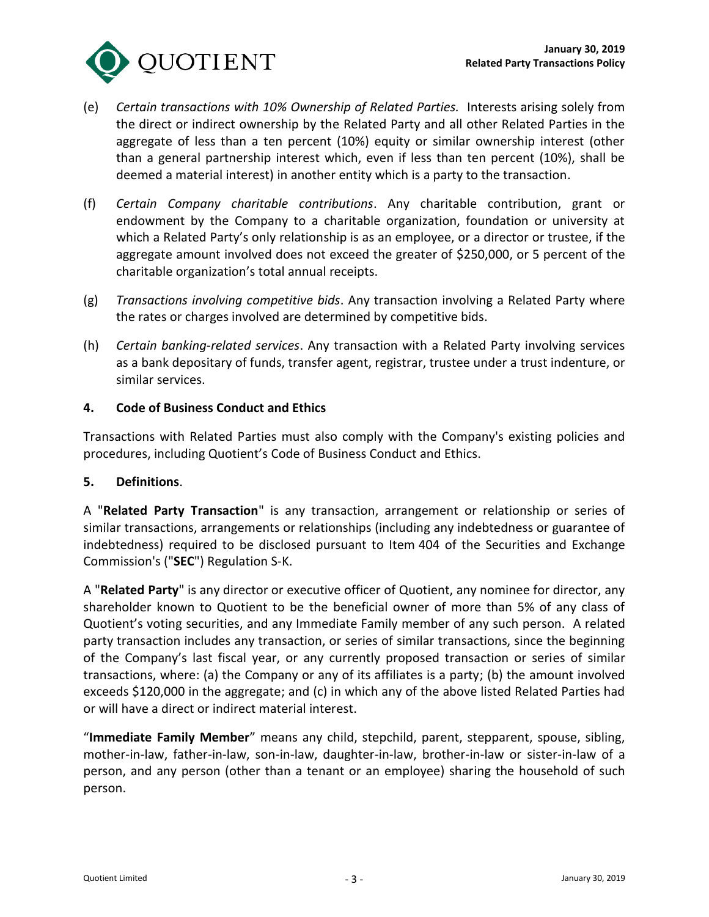(e) *Certain transactions with 10% Ownership of Related Parties.* Interests arising solely from the direct or indirect ownership by the Related Party and all other Related Parties in the aggregate of less than a ten percent (10%) equity or similar ownership interest (other than a general partnership interest which, even if less than ten percent (10%), shall be deemed a material interest) in another entity which is a party to the transaction.

(f) *Certain Company charitable contributions*. Any charitable contribution, grant or endowment by the Company to a charitable organization, foundation or university at which a Related Party's only relationship is as an employee, or a director or trustee, if the aggregate amount involved does not exceed the greater of $250,000, or 5 percent of the charitable organization's total annual receipts.

(g) *Transactions involving competitive bids*. Any transaction involving a Related Party where the rates or charges involved are determined by competitive bids.

(h) *Certain banking-related services*. Any transaction with a Related Party involving services as a bank depositary of funds, transfer agent, registrar, trustee under a trust indenture, or similar services.

**4. Code of Business Conduct and Ethics**

Transactions with Related Parties must also comply with the Company's existing policies and procedures, including Quotient's Code of Business Conduct and Ethics.

**5. Definitions**.

A "**Related Party Transaction**" is any transaction, arrangement or relationship or series of similar transactions, arrangements or relationships (including any indebtedness or guarantee of indebtedness) required to be disclosed pursuant to Item 404 of the Securities and Exchange Commission's ("**SEC**") Regulation S-K.

A "**Related Party**" is any director or executive officer of Quotient, any nominee for director, any shareholder known to Quotient to be the beneficial owner of more than 5% of any class of Quotient's voting securities, and any Immediate Family member of any such person. A related party transaction includes any transaction, or series of similar transactions, since the beginning of the Company's last fiscal year, or any currently proposed transaction or series of similar transactions, where: (a) the Company or any of its affiliates is a party; (b) the amount involved exceeds $120,000 in the aggregate; and (c) in which any of the above listed Related Parties had or will have a direct or indirect material interest.

"**Immediate Family Member**" means any child, stepchild, parent, stepparent, spouse, sibling, mother-in-law, father-in-law, son-in-law, daughter-in-law, brother-in-law or sister-in-law of a person, and any person (other than a tenant or an employee) sharing the household of such person.